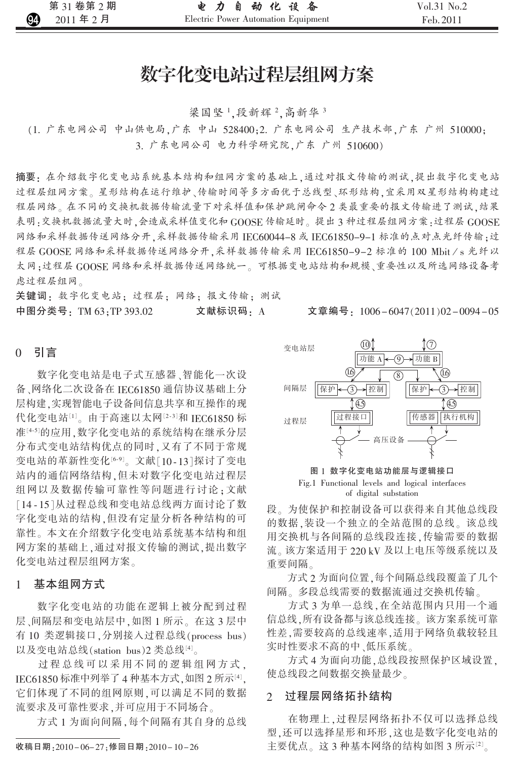# 数字化变电站过程层组网方案

梁国坚[1]，段新辉[2]，高新华[3]

（1. 广东电网公司 中山供电局，广东 中山 528400；2. 广东电网公司 生产技术部，广东 广州 510000；3. 广东电网公司 电力科学研究院，广东 广州 510600）

**摘要**：在介绍数字化变电站系统基本结构和组网方案的基础上，通过对报文传输的测试，提出数字化变电站过程层组网方案。星形结构在运行维护、传输时间等多方面优于总线型、环形结构，宜采用双星形结构构建过程层网络。在不同的交换机数据传输流量下对采样值和保护跳闸命令2类最重要的报文传输进了测试，结果表明：交换机数据流量大时，会造成采样值变化和GOOSE传输延时。提出3种过程层组网方案：过程层GOOSE网络和采样数据传送网络分开，采样数据传输采用IEC60044-8或IEC61850-9-1标准的点对点光纤传输；过程层GOOSE网络和采样数据传送网络分开，采样数据传输采用IEC61850-9-2标准的100 Mbit/s光纤以太网；过程层GOOSE网络和采样数据传送网络统一。可根据变电站结构和规模、重要性以及所选网络设备考虑过程层组网。

**关键词**：数字化变电站；过程层；网络；报文传输；测试

**中图分类号**：TM 63；TP 393.02　　**文献标识码**：A　　**文章编号**：1006-6047(2011)02-0094-05

## 0 引言

数字化变电站是电子式互感器、智能化一次设备、网络化二次设备在IEC61850通信协议基础上分层构建，实现智能电子设备间信息共享和互操作的现代化变电站[1]。由于高速以太网[2-3]和IEC61850标准[4-5]的应用，数字化变电站的系统结构在继承分层分布式变电站结构优点的同时，又有了不同于常规变电站的革新性变化[6-9]。文献[10-13]探讨了变电站内的通信网络结构，但未对数字化变电站过程层组网以及数据传输可靠性等问题进行讨论；文献[14-15]从过程总线和变电站总线两方面讨论了数字化变电站的结构，但没有定量分析各种结构的可靠性。本文在介绍数字化变电站系统基本结构和组网方案的基础上，通过对报文传输的测试，提出数字化变电站过程层组网方案。

## 1 基本组网方式

数字化变电站的功能在逻辑上被分配到过程层、间隔层和变电站层中，如图1所示。在这3层中有10类逻辑接口，分别接入过程总线(process bus)以及变电站总线(station bus)2类总线[4]。

图1 数字化变电站功能层与逻辑接口

Fig.1 Functional levels and logical interfaces of digital substation

过程总线可以采用不同的逻辑组网方式，IEC61850标准中列举了4种基本方式，如图2所示[4]，它们体现了不同的组网原则，可以满足不同的数据流要求及可靠性要求，并可应用于不同场合。

方式1为面向间隔，每个间隔有其自身的总线段。为使保护和控制设备可以获得来自其他总线段的数据，装设一个独立的全站范围的总线。该总线用交换机与各间隔的总线段连接，传输需要的数据流。该方案适用于220 kV及以上电压等级系统以及重要间隔。

方式2为面向位置，每个间隔总线段覆盖了几个间隔。多段总线需要的数据流通过交换机传输。

方式3为单一总线，在全站范围内只用一个通信总线，所有设备都与该总线连接。该方案系统可靠性差，需要较高的总线速率，适用于网络负载较轻且实时性要求不高的中、低压系统。

方式4为面向功能，总线段按照保护区域设置，使总线段之间数据交换量最少。

## 2 过程层网络拓扑结构

在物理上，过程层网络拓扑不仅可以选择总线型，还可以选择星形和环形，这也是数字化变电站的主要优点。这3种基本网络的结构如图3所示[2]。

收稿日期：2010-06-27；修回日期：2010-10-26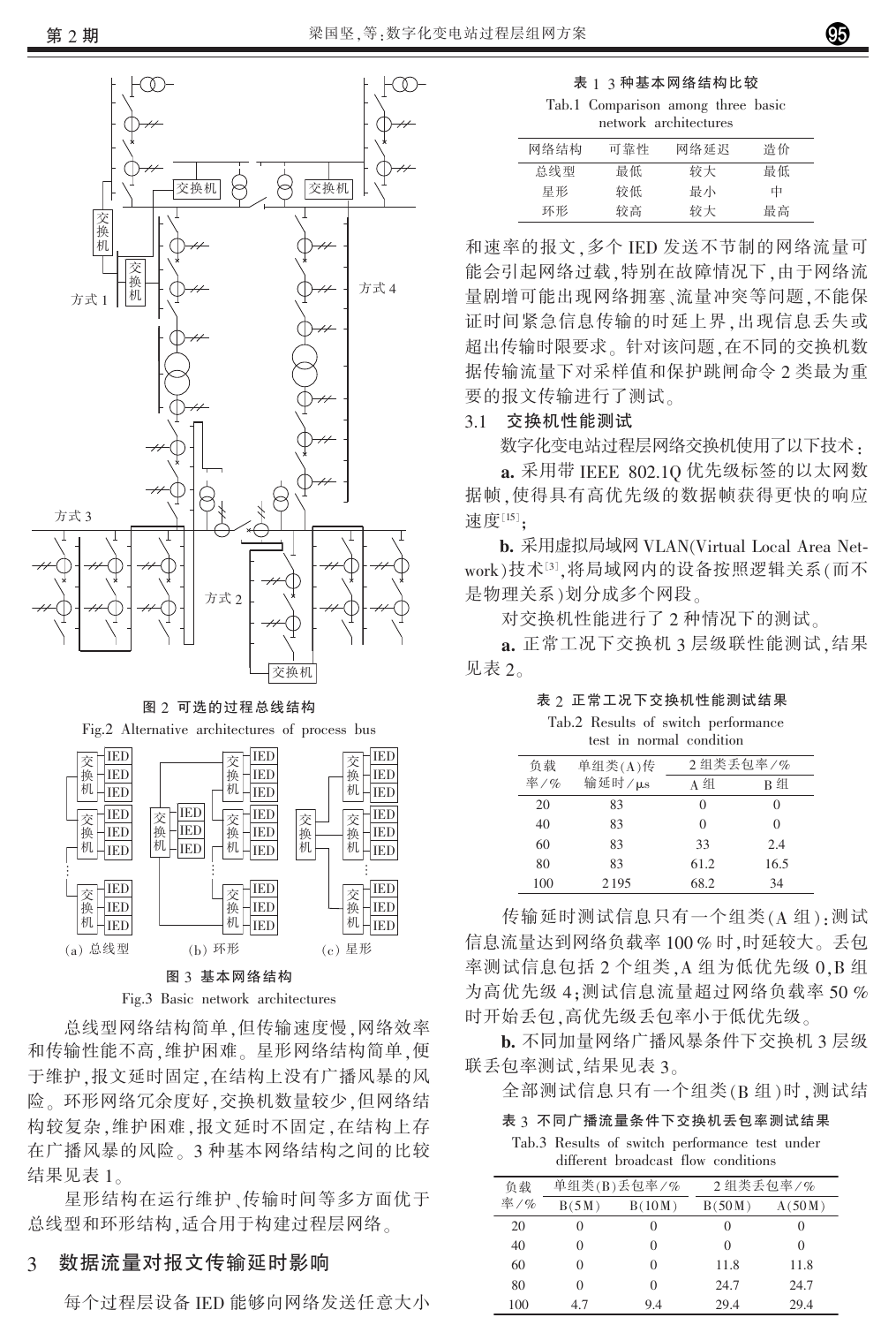图 2 可选的过程总线结构

Fig.2 Alternative architectures of process bus

图 3 基本网络结构

Fig.3 Basic network architectures

总线型网络结构简单,但传输速度慢,网络效率和传输性能不高,维护困难。星形网络结构简单,便于维护,报文延时固定,在结构上没有广播风暴的风险。环形网络冗余度好,交换机数量较少,但网络结构较复杂,维护困难,报文延时不固定,在结构上存在广播风暴的风险。3 种基本网络结构之间的比较结果见表 1。

星形结构在运行维护、传输时间等多方面优于总线型和环形结构,适合用于构建过程层网络。

## 3 数据流量对报文传输延时影响

每个过程层设备 IED 能够向网络发送任意大小和速率的报文,多个 IED 发送不节制的网络流量可能会引起网络过载,特别在故障情况下,由于网络流量剧增可能出现网络拥塞、流量冲突等问题,不能保证时间紧急信息传输的时延上界,出现信息丢失或超出传输时限要求。针对该问题,在不同的交换机数据传输流量下对采样值和保护跳闸命令 2 类最为重要的报文传输进行了测试。

表 1 3 种基本网络结构比较

Tab.1 Comparison among three basic network architectures

| 网络结构 | 可靠性 | 网络延迟 | 造价 |
|---|---|---|---|
| 总线型 | 最低 | 较大 | 最低 |
| 星形 | 较低 | 最小 | 中 |
| 环形 | 较高 | 较大 | 最高 |

### 3.1 交换机性能测试

数字化变电站过程层网络交换机使用了以下技术:

**a.** 采用带 IEEE 802.1Q 优先级标签的以太网数据帧,使得具有高优先级的数据帧获得更快的响应速度[15];

**b.** 采用虚拟局域网 VLAN(Virtual Local Area Network)技术[3],将局域网内的设备按照逻辑关系(而不是物理关系)划分成多个网段。

对交换机性能进行了 2 种情况下的测试。

**a.** 正常工况下交换机 3 层级联性能测试,结果见表 2。

表 2 正常工况下交换机性能测试结果

Tab.2 Results of switch performance test in normal condition

| 负载率/% | 单组类(A)传输延时/μs | 2 组类丢包率/% | |
|---|---|---|---|
| | | A 组 | B 组 |
| 20 | 83 | 0 | 0 |
| 40 | 83 | 0 | 0 |
| 60 | 83 | 33 | 2.4 |
| 80 | 83 | 61.2 | 16.5 |
| 100 | 2195 | 68.2 | 34 |

传输延时测试信息只有一个组类(A 组):测试信息流量达到网络负载率 100% 时,时延较大。丢包率测试信息包括 2 个组类,A 组为低优先级 0,B 组为高优先级 4;测试信息流量超过网络负载率 50% 时开始丢包,高优先级丢包率小于低优先级。

**b.** 不同加量网络广播风暴条件下交换机 3 层级联丢包率测试,结果见表 3。

全部测试信息只有一个组类(B 组)时,测试结

表 3 不同广播流量条件下交换机丢包率测试结果

Tab.3 Results of switch performance test under different broadcast flow conditions

| 负载率/% | 单组类(B)丢包率/% | | 2 组类丢包率/% | |
|---|---|---|---|---|
| | B(5M) | B(10M) | B(50M) | A(50M) |
| 20 | 0 | 0 | 0 | 0 |
| 40 | 0 | 0 | 0 | 0 |
| 60 | 0 | 0 | 11.8 | 11.8 |
| 80 | 0 | 0 | 24.7 | 24.7 |
| 100 | 4.7 | 9.4 | 29.4 | 29.4 |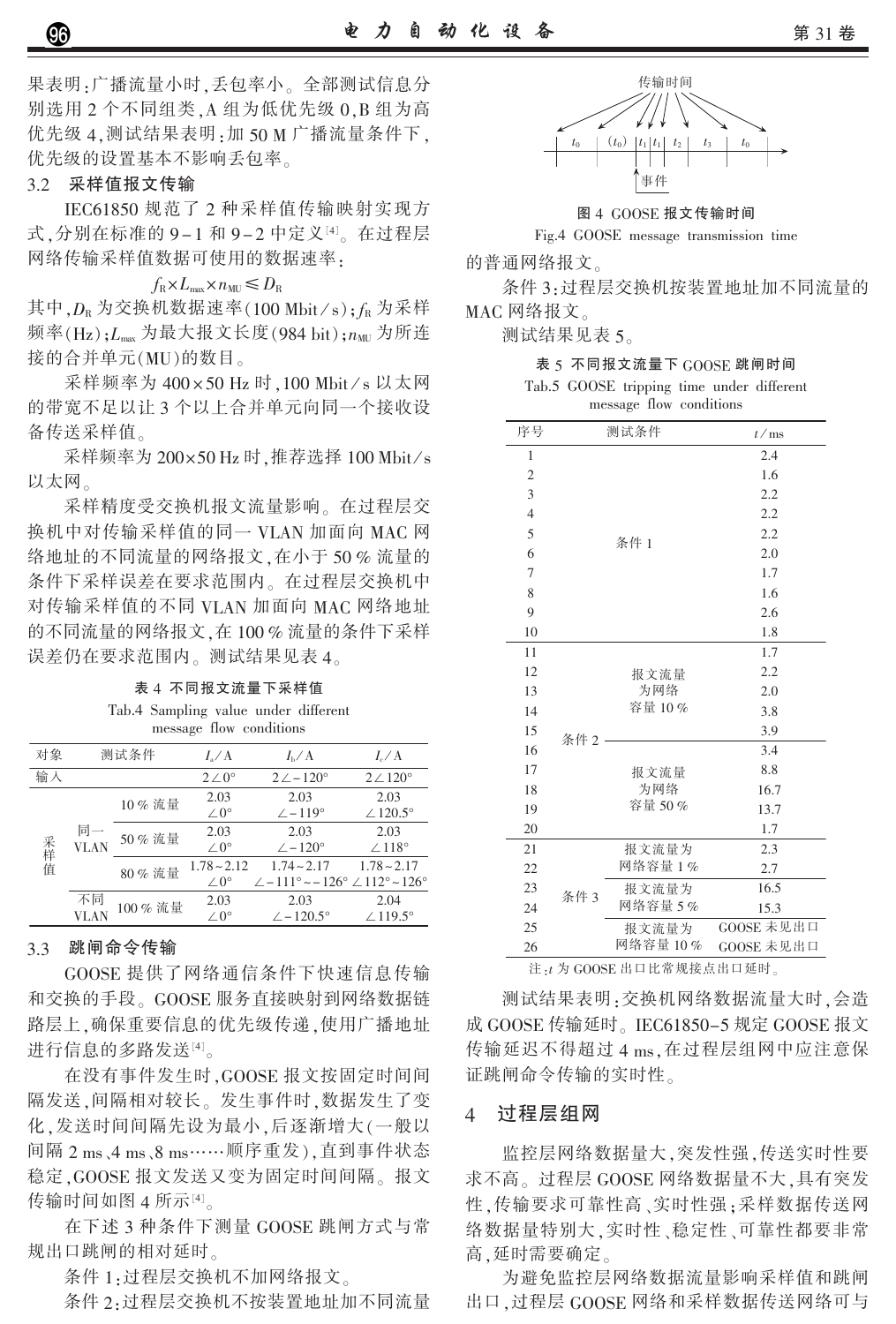果表明:广播流量小时,丢包率小。全部测试信息分别选用 2 个不同组类,A 组为低优先级 0,B 组为高优先级 4,测试结果表明:加 50 M 广播流量条件下,优先级的设置基本不影响丢包率。

## 3.2 采样值报文传输

IEC61850 规范了 2 种采样值传输映射实现方式,分别在标准的 9-1 和 9-2 中定义[4]。在过程层网络传输采样值数据可使用的数据速率:

$$f_R \times L_{max} \times n_{MU} \leq D_R$$

其中,$D_R$ 为交换机数据速率(100 Mbit/s);$f_R$ 为采样频率(Hz);$L_{max}$ 为最大报文长度(984 bit);$n_{MU}$ 为所连接的合并单元(MU)的数目。

采样频率为 400×50 Hz 时,100 Mbit/s 以太网的带宽不足以让 3 个以上合并单元向同一个接收设备传送采样值。

采样频率为 200×50 Hz 时,推荐选择 100 Mbit/s 以太网。

采样精度受交换机报文流量影响。在过程层交换机中对传输采样值的同一 VLAN 加面向 MAC 网络地址的不同流量的网络报文,在小于 50% 流量的条件下采样误差在要求范围内。在过程层交换机中对传输采样值的不同 VLAN 加面向 MAC 网络地址的不同流量的网络报文,在 100% 流量的条件下采样误差仍在要求范围内。测试结果见表 4。

表 4 不同报文流量下采样值

Tab.4 Sampling value under different message flow conditions

| 对象 | 测试条件 | | $I_a$/A | $I_b$/A | $I_c$/A |
|---|---|---|---|---|---|
| 输入 | | | 2∠0° | 2∠-120° | 2∠120° |
| 采样值 | 同一VLAN | 10% 流量 | 2.03 ∠0° | 2.03 ∠-119° | 2.03 ∠120.5° |
| | | 50% 流量 | 2.03 ∠0° | 2.03 ∠-120° | 2.03 ∠118° |
| | | 80% 流量 | 1.78~2.12 ∠0° | 1.74~2.17 ∠-111°~-126° | 1.78~2.17 ∠112°~126° |
| | 不同VLAN | 100% 流量 | 2.03 ∠0° | 2.03 ∠-120.5° | 2.04 ∠119.5° |

## 3.3 跳闸命令传输

GOOSE 提供了网络通信条件下快速信息传输和交换的手段。GOOSE 服务直接映射到网络数据链路层上,确保重要信息的优先级传递,使用广播地址进行信息的多路发送[4]。

在没有事件发生时,GOOSE 报文按固定时间间隔发送,间隔相对较长。发生事件时,数据发生了变化,发送时间间隔先设为最小,后逐渐增大(一般以间隔 2 ms、4 ms、8 ms……顺序重发),直到事件状态稳定,GOOSE 报文发送又变为固定时间间隔。报文传输时间如图 4 所示[4]。

图 4 GOOSE 报文传输时间

Fig.4 GOOSE message transmission time

在下述 3 种条件下测量 GOOSE 跳闸方式与常规出口跳闸的相对延时。

条件 1:过程层交换机不加网络报文。

条件 2:过程层交换机不按装置地址加不同流量的普通网络报文。

条件 3:过程层交换机按装置地址加不同流量的 MAC 网络报文。

测试结果见表 5。

表 5 不同报文流量下 GOOSE 跳闸时间

Tab.5 GOOSE tripping time under different message flow conditions

| 序号 | 测试条件 | | $t$/ms |
|---|---|---|---|
| 1 | 条件 1 | | 2.4 |
| 2 | | | 1.6 |
| 3 | | | 2.2 |
| 4 | | | 2.2 |
| 5 | | | 2.2 |
| 6 | | | 2.0 |
| 7 | | | 1.7 |
| 8 | | | 1.6 |
| 9 | | | 2.6 |
| 10 | | | 1.8 |
| 11 | 条件 2 | 报文流量为网络容量 10% | 1.7 |
| 12 | | | 2.2 |
| 13 | | | 2.0 |
| 14 | | | 3.8 |
| 15 | | | 3.9 |
| 16 | | 报文流量为网络容量 50% | 3.4 |
| 17 | | | 8.8 |
| 18 | | | 16.7 |
| 19 | | | 13.7 |
| 20 | | | 1.7 |
| 21 | 条件 3 | 报文流量为网络容量 1% | 2.3 |
| 22 | | | 2.7 |
| 23 | | 报文流量为网络容量 5% | 16.5 |
| 24 | | | 15.3 |
| 25 | | 报文流量为网络容量 10% | GOOSE 未见出口 |
| 26 | | | GOOSE 未见出口 |

注:$t$ 为 GOOSE 出口比常规接点出口延时。

测试结果表明:交换机网络数据流量大时,会造成 GOOSE 传输延时。IEC61850-5 规定 GOOSE 报文传输延迟不得超过 4 ms,在过程层组网中应注意保证跳闸命令传输的实时性。

# 4 过程层组网

监控层网络数据量大,突发性强,传送实时性要求不高。过程层 GOOSE 网络数据量不大,具有突发性,传输要求可靠性高、实时性强;采样数据传送网络数据量特别大,实时性、稳定性、可靠性都要非常高,延时需要确定。

为避免监控层网络数据流量影响采样值和跳闸出口,过程层 GOOSE 网络和采样数据传送网络可与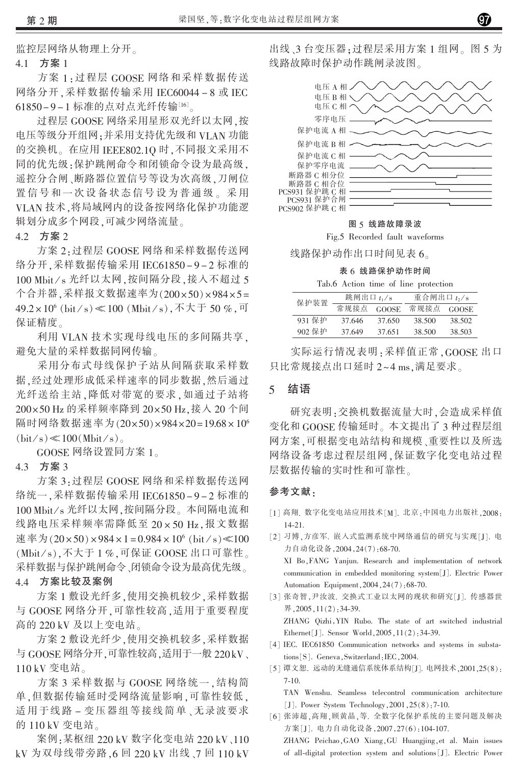监控层网络从物理上分开。

### 4.1 方案 1

方案 1:过程层 GOOSE 网络和采样数据传送网络分开,采样数据传输采用 IEC60044-8 或 IEC 61850-9-1 标准的点对点光纤传输[16]。

过程层 GOOSE 网络采用星形双光纤以太网,按电压等级分开组网;并采用支持优先级和 VLAN 功能的交换机。在应用 IEEE802.1Q 时,不同报文采用不同的优先级:保护跳闸命令和闭锁命令设为最高级,遥控分合闸、断路器位置信号等设为次高级,刀闸位置信号和一次设备状态信号设为普通级。采用 VLAN 技术,将局域网内的设备按网络化保护功能逻辑划分成多个网段,可减少网络流量。

### 4.2 方案 2

方案 2:过程层 GOOSE 网络和采样数据传送网络分开,采样数据传输采用 IEC61850-9-2 标准的 100 Mbit/s 光纤以太网,按间隔分段,接入不超过 5 个合并器,采样报文数据速率为 $(200\times50)\times984\times5=49.2\times10^6$ (bit/s) $\ll 100$ (Mbit/s),不大于 50 %,可保证精度。

利用 VLAN 技术实现母线电压的多间隔共享,避免大量的采样数据同网传输。

采用分布式母线保护子站从间隔获取采样数据,经过处理形成低采样速率的同步数据,然后通过光纤送给主站,降低对带宽的要求,如通过子站将 $200\times50$ Hz 的采样频率降到 $20\times50$ Hz,接入 20 个间隔时网络数据速率为 $(20\times50)\times984\times20=19.68\times10^6$ (bit/s) $\ll100$(Mbit/s)。

GOOSE 网络设置同方案 1。

### 4.3 方案 3

方案 3:过程层 GOOSE 网络和采样数据传送网络统一,采样数据传输采用 IEC61850-9-2 标准的 100 Mbit/s 光纤以太网,按间隔分段。本间隔电流和线路电压采样频率需降低至 $20\times50$ Hz,报文数据速率为 $(20\times50)\times984\times1=0.984\times10^6$ (bit/s) $\ll100$ (Mbit/s),不大于 1 %,可保证 GOOSE 出口可靠性。采样数据与保护跳闸命令、闭锁命令设为最高优先级。

### 4.4 方案比较及案例

方案 1 敷设光纤多,使用交换机较少,采样数据与 GOOSE 网络分开,可靠性较高,适用于重要程度高的 220 kV 及以上变电站。

方案 2 敷设光纤少,使用交换机较多,采样数据与 GOOSE 网络分开,可靠性较高,适用于一般 220 kV、110 kV 变电站。

方案 3 采样数据与 GOOSE 网络统一,结构简单,但数据传输延时受网络流量影响,可靠性较低,适用于线路-变压器组等接线简单、无录波要求的 110 kV 变电站。

案例:某枢纽 220 kV 数字化变电站 220 kV、110 kV 为双母线带旁路,6 回 220 kV 出线、7 回 110 kV 出线、3 台变压器;过程层采用方案 1 组网。图 5 为线路故障时保护动作跳闸录波图。

图 5 线路故障录波

Fig.5 Recorded fault waveforms

线路保护动作出口时间见表 6。

表 6 线路保护动作时间

Tab.6 Action time of line protection

| 保护装置 | 跳闸出口 $t_1$/s | | 重合闸出口 $t_2$/s | |
|---|---|---|---|---|
| | 常规接点 | GOOSE | 常规接点 | GOOSE |
| 931 保护 | 37.646 | 37.650 | 38.500 | 38.502 |
| 902 保护 | 37.649 | 37.651 | 38.500 | 38.503 |

实际运行情况表明:采样值正常,GOOSE 出口只比常规接点出口延时 2~4 ms,满足要求。

## 5 结语

研究表明:交换机数据流量大时,会造成采样值变化和 GOOSE 传输延时。本文提出了 3 种过程层组网方案,可根据变电站结构和规模、重要性以及所选网络设备考虑过程层组网,保证数字化变电站过程层数据传输的实时性和可靠性。

## 参考文献:

[1] 高翔. 数字化变电站应用技术[M]. 北京:中国电力出版社,2008:14-21.

[2] 习博,方彦军. 嵌入式监测系统中网络通信的研究与实现[J]. 电力自动化设备,2004,24(7):68-70.
XI Bo,FANG Yanjun. Research and implementation of network communication in embedded monitoring system[J]. Electric Power Automation Equipment,2004,24(7):68-70.

[3] 张奇智,尹汝波. 交换式工业以太网的现状和研究[J]. 传感器世界,2005,11(2):34-39.
ZHANG Qizhi,YIN Rubo. The state of art switched industrial Ethernet[J]. Sensor World,2005,11(2):34-39.

[4] IEC. IEC61850 Communication networks and systems in substations[S]. Geneva,Switzerland:IEC,2004.

[5] 谭文恕. 远动的无缝通信系统体系结构[J]. 电网技术,2001,25(8):7-10.
TAN Wenshu. Seamless telecontrol communication architecture [J]. Power System Technology,2001,25(8):7-10.

[6] 张沛超,高翔,顾黄晶,等. 全数字化保护系统的主要问题及解决方案[J]. 电力自动化设备,2007,27(6):104-107.
ZHANG Peichao,GAO Xiang,GU Huangjing,et al. Main issues of all-digital protection system and solutions[J]. Electric Power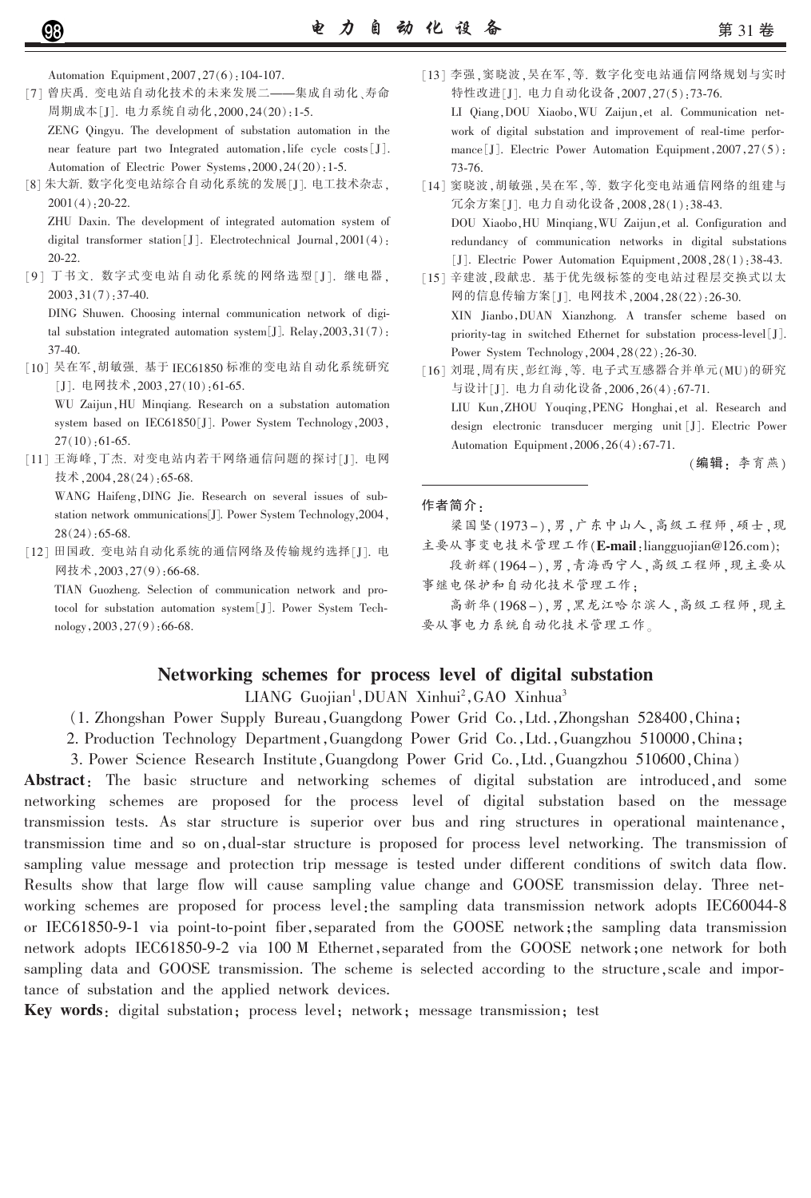Automation Equipment,2007,27(6):104-107.

[7] 曾庆禹. 变电站自动化技术的未来发展二——集成自动化、寿命周期成本[J]. 电力系统自动化,2000,24(20):1-5.
ZENG Qingyu. The development of substation automation in the near feature part two Integrated automation,life cycle costs[J]. Automation of Electric Power Systems,2000,24(20):1-5.

[8] 朱大新. 数字化变电站综合自动化系统的发展[J]. 电工技术杂志,2001(4):20-22.
ZHU Daxin. The development of integrated automation system of digital transformer station[J]. Electrotechnical Journal,2001(4):20-22.

[9] 丁书文. 数字式变电站自动化系统的网络选型[J]. 继电器,2003,31(7):37-40.
DING Shuwen. Choosing internal communication network of digital substation integrated automation system[J]. Relay,2003,31(7):37-40.

[10] 吴在军,胡敏强. 基于 IEC61850 标准的变电站自动化系统研究[J]. 电网技术,2003,27(10):61-65.
WU Zaijun,HU Minqiang. Research on a substation automation system based on IEC61850[J]. Power System Technology,2003,27(10):61-65.

[11] 王海峰,丁杰. 对变电站内若干网络通信问题的探讨[J]. 电网技术,2004,28(24):65-68.
WANG Haifeng,DING Jie. Research on several issues of substation network ommunications[J]. Power System Technology,2004,28(24):65-68.

[12] 田国政. 变电站自动化系统的通信网络及传输规约选择[J]. 电网技术,2003,27(9):66-68.
TIAN Guozheng. Selection of communication network and protocol for substation automation system[J]. Power System Technology,2003,27(9):66-68.

[13] 李强,窦晓波,吴在军,等. 数字化变电站通信网络规划与实时特性改进[J]. 电力自动化设备,2007,27(5):73-76.
LI Qiang,DOU Xiaobo,WU Zaijun,et al. Communication network of digital substation and improvement of real-time performance[J]. Electric Power Automation Equipment,2007,27(5):73-76.

[14] 窦晓波,胡敏强,吴在军,等. 数字化变电站通信网络的组建与冗余方案[J]. 电力自动化设备,2008,28(1):38-43.
DOU Xiaobo,HU Minqiang,WU Zaijun,et al. Configuration and redundancy of communication networks in digital substations[J]. Electric Power Automation Equipment,2008,28(1):38-43.

[15] 辛建波,段献忠. 基于优先级标签的变电站过程层交换式以太网的信息传输方案[J]. 电网技术,2004,28(22):26-30.
XIN Jianbo,DUAN Xianzhong. A transfer scheme based on priority-tag in switched Ethernet for substation process-level[J]. Power System Technology,2004,28(22):26-30.

[16] 刘琨,周有庆,彭红海,等. 电子式互感器合并单元(MU)的研究与设计[J]. 电力自动化设备,2006,26(4):67-71.
LIU Kun,ZHOU Youqing,PENG Honghai,et al. Research and design electronic transducer merging unit[J]. Electric Power Automation Equipment,2006,26(4):67-71.

(**编辑**:李育燕)

**作者简介**:

梁国坚(1973-),男,广东中山人,高级工程师,硕士,现主要从事变电技术管理工作(**E-mail**:liangguojian@126.com);

段新辉(1964-),男,青海西宁人,高级工程师,现主要从事继电保护和自动化技术管理工作;

高新华(1968-),男,黑龙江哈尔滨人,高级工程师,现主要从事电力系统自动化技术管理工作。

## Networking schemes for process level of digital substation

LIANG Guojian[1],DUAN Xinhui[2],GAO Xinhua[3]

(1. Zhongshan Power Supply Bureau,Guangdong Power Grid Co.,Ltd.,Zhongshan 528400,China;
2. Production Technology Department,Guangdong Power Grid Co.,Ltd.,Guangzhou 510000,China;
3. Power Science Research Institute,Guangdong Power Grid Co.,Ltd.,Guangzhou 510600,China)

**Abstract**: The basic structure and networking schemes of digital substation are introduced,and some networking schemes are proposed for the process level of digital substation based on the message transmission tests. As star structure is superior over bus and ring structures in operational maintenance, transmission time and so on,dual-star structure is proposed for process level networking. The transmission of sampling value message and protection trip message is tested under different conditions of switch data flow. Results show that large flow will cause sampling value change and GOOSE transmission delay. Three networking schemes are proposed for process level:the sampling data transmission network adopts IEC60044-8 or IEC61850-9-1 via point-to-point fiber,separated from the GOOSE network;the sampling data transmission network adopts IEC61850-9-2 via 100 M Ethernet,separated from the GOOSE network;one network for both sampling data and GOOSE transmission. The scheme is selected according to the structure,scale and importance of substation and the applied network devices.

**Key words**: digital substation; process level; network; message transmission; test